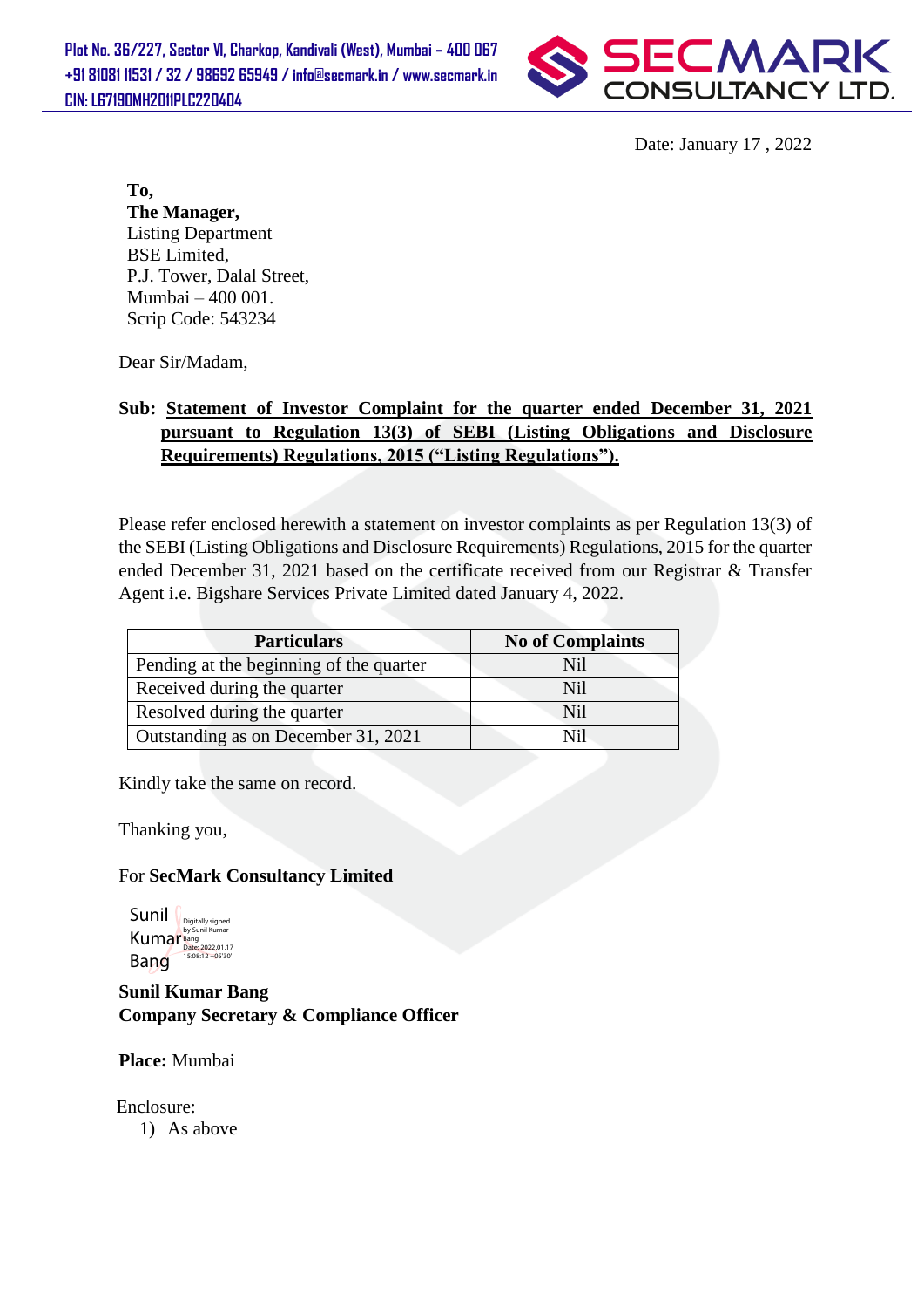Plot No. 36/227, Sector VI, Charkop, Kandivali (West), Mumbai – 400 067
+91 81081 11531 / 32 / 98692 65949 / info@secmark.in / www.secmark.in
CIN: L67190MH2011PLC220404

SECMARK CONSULTANCY LTD.

Date: January 17 , 2022

**To,**
**The Manager,**
Listing Department
BSE Limited,
P.J. Tower, Dalal Street,
Mumbai – 400 001.
Scrip Code: 543234

Dear Sir/Madam,

**Sub: Statement of Investor Complaint for the quarter ended December 31, 2021 pursuant to Regulation 13(3) of SEBI (Listing Obligations and Disclosure Requirements) Regulations, 2015 ("Listing Regulations").**

Please refer enclosed herewith a statement on investor complaints as per Regulation 13(3) of the SEBI (Listing Obligations and Disclosure Requirements) Regulations, 2015 for the quarter ended December 31, 2021 based on the certificate received from our Registrar & Transfer Agent i.e. Bigshare Services Private Limited dated January 4, 2022.

| Particulars | No of Complaints |
|---|---|
| Pending at the beginning of the quarter | Nil |
| Received during the quarter | Nil |
| Resolved during the quarter | Nil |
| Outstanding as on December 31, 2021 | Nil |

Kindly take the same on record.

Thanking you,

For **SecMark Consultancy Limited**

Sunil Kumar Bang
Digitally signed by Sunil Kumar Bang
Date: 2022.01.17 15:08:12 +05'30'

**Sunil Kumar Bang**
**Company Secretary & Compliance Officer**

**Place:** Mumbai

Enclosure:
1) As above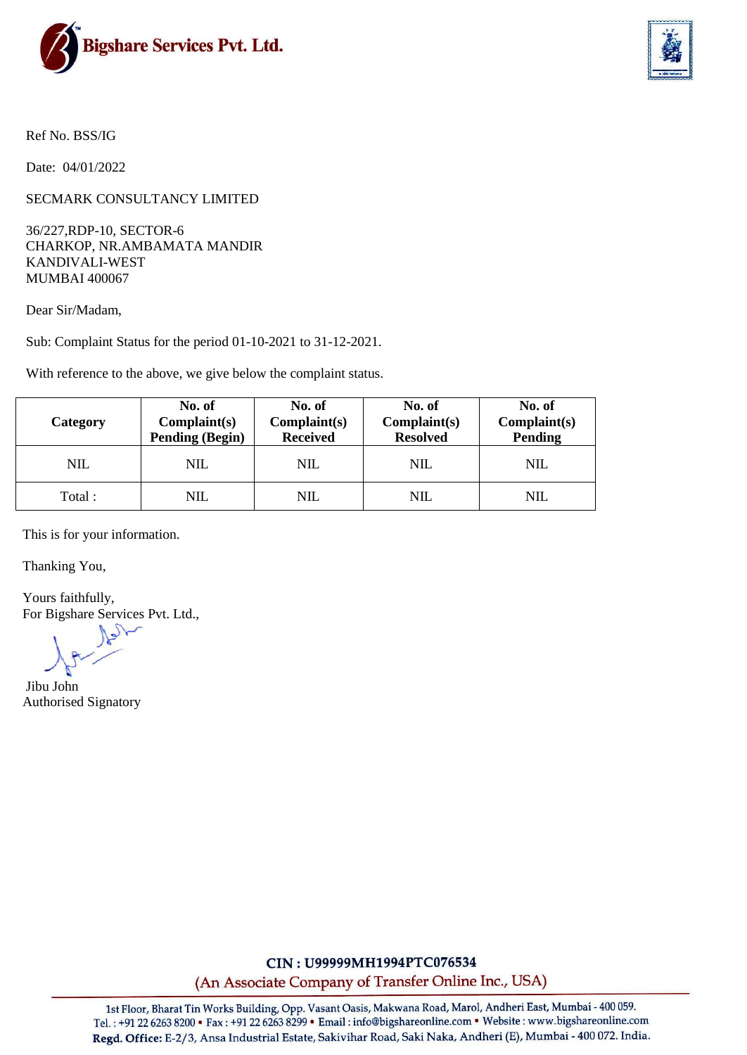**Bigshare Services Pvt. Ltd.**

Ref No. BSS/IG

Date: 04/01/2022

SECMARK CONSULTANCY LIMITED

36/227,RDP-10, SECTOR-6
CHARKOP, NR.AMBAMATA MANDIR
KANDIVALI-WEST
MUMBAI 400067

Dear Sir/Madam,

Sub: Complaint Status for the period 01-10-2021 to 31-12-2021.

With reference to the above, we give below the complaint status.

| Category | No. of Complaint(s) Pending (Begin) | No. of Complaint(s) Received | No. of Complaint(s) Resolved | No. of Complaint(s) Pending |
|---|---|---|---|---|
| NIL | NIL | NIL | NIL | NIL |
| Total : | NIL | NIL | NIL | NIL |

This is for your information.

Thanking You,

Yours faithfully,
For Bigshare Services Pvt. Ltd.,

Jibu John
Authorised Signatory

CIN : U99999MH1994PTC076534
(An Associate Company of Transfer Online Inc., USA)

1st Floor, Bharat Tin Works Building, Opp. Vasant Oasis, Makwana Road, Marol, Andheri East, Mumbai - 400 059.
Tel. : +91 22 6263 8200 • Fax : +91 22 6263 8299 • Email : info@bigshareonline.com • Website : www.bigshareonline.com
**Regd. Office:** E-2/3, Ansa Industrial Estate, Sakivihar Road, Saki Naka, Andheri (E), Mumbai - 400 072. India.